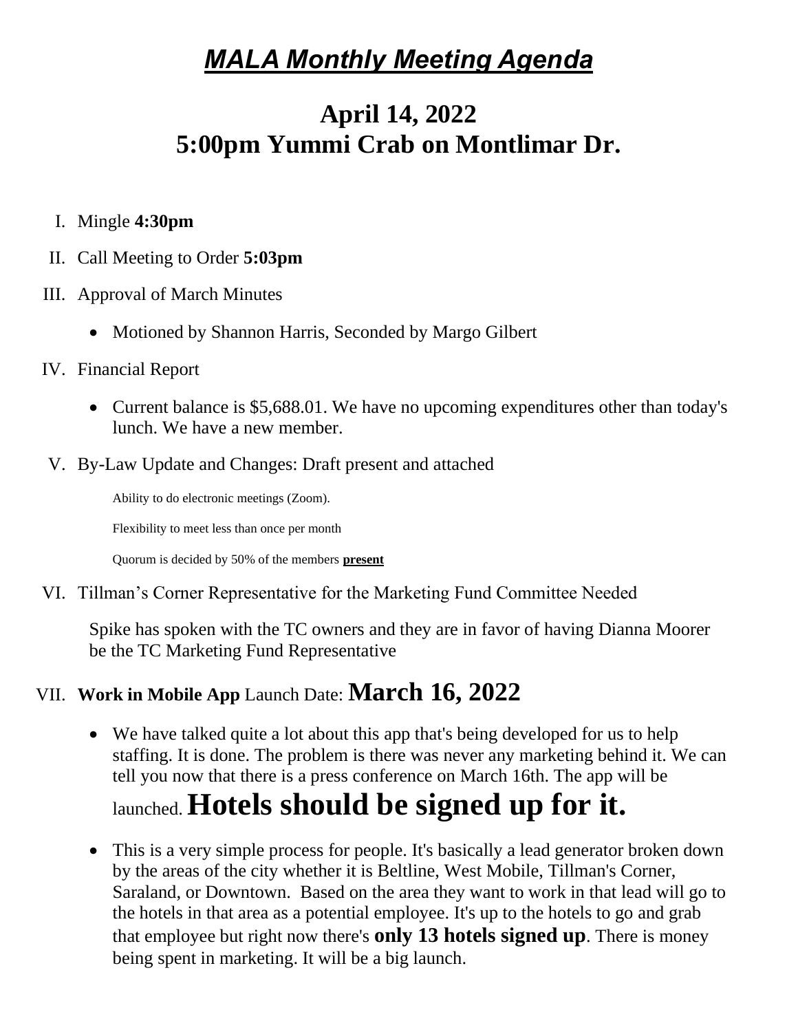# ***MALA Monthly Meeting Agenda***

## April 14, 2022
## 5:00pm Yummi Crab on Montlimar Dr.

I. Mingle **4:30pm**

II. Call Meeting to Order **5:03pm**

III. Approval of March Minutes

- Motioned by Shannon Harris, Seconded by Margo Gilbert

IV. Financial Report

- Current balance is $5,688.01. We have no upcoming expenditures other than today's lunch. We have a new member.

V. By-Law Update and Changes: Draft present and attached

   Ability to do electronic meetings (Zoom).

   Flexibility to meet less than once per month

   Quorum is decided by 50% of the members **<u>present</u>**

VI. Tillman's Corner Representative for the Marketing Fund Committee Needed

   Spike has spoken with the TC owners and they are in favor of having Dianna Moorer be the TC Marketing Fund Representative

VII. **Work in Mobile App** Launch Date: **March 16, 2022**

- We have talked quite a lot about this app that's being developed for us to help staffing. It is done. The problem is there was never any marketing behind it. We can tell you now that there is a press conference on March 16th. The app will be launched. **Hotels should be signed up for it.**
- This is a very simple process for people. It's basically a lead generator broken down by the areas of the city whether it is Beltline, West Mobile, Tillman's Corner, Saraland, or Downtown. Based on the area they want to work in that lead will go to the hotels in that area as a potential employee. It's up to the hotels to go and grab that employee but right now there's **only 13 hotels signed up**. There is money being spent in marketing. It will be a big launch.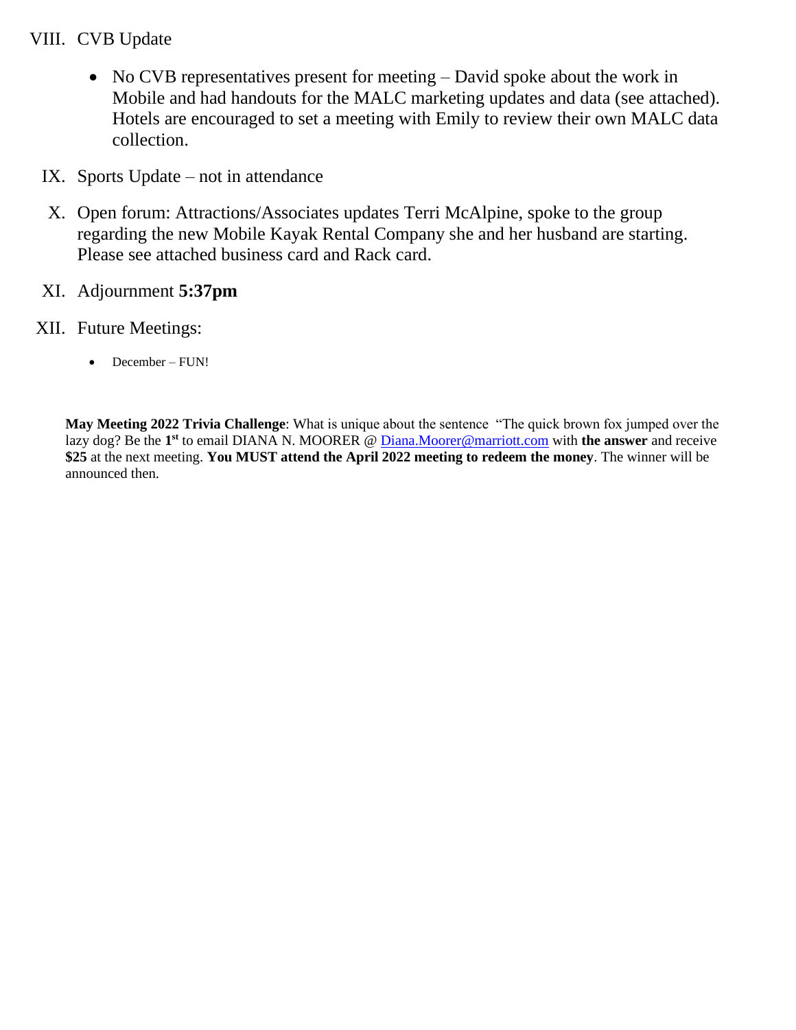VIII. CVB Update

- No CVB representatives present for meeting – David spoke about the work in Mobile and had handouts for the MALC marketing updates and data (see attached). Hotels are encouraged to set a meeting with Emily to review their own MALC data collection.

IX. Sports Update – not in attendance

X. Open forum: Attractions/Associates updates Terri McAlpine, spoke to the group regarding the new Mobile Kayak Rental Company she and her husband are starting. Please see attached business card and Rack card.

XI. Adjournment **5:37pm**

XII. Future Meetings:

- December – FUN!

**May Meeting 2022 Trivia Challenge**: What is unique about the sentence "The quick brown fox jumped over the lazy dog? Be the **1st** to email DIANA N. MOORER @ Diana.Moorer@marriott.com with **the answer** and receive **$25** at the next meeting. **You MUST attend the April 2022 meeting to redeem the money**. The winner will be announced then.